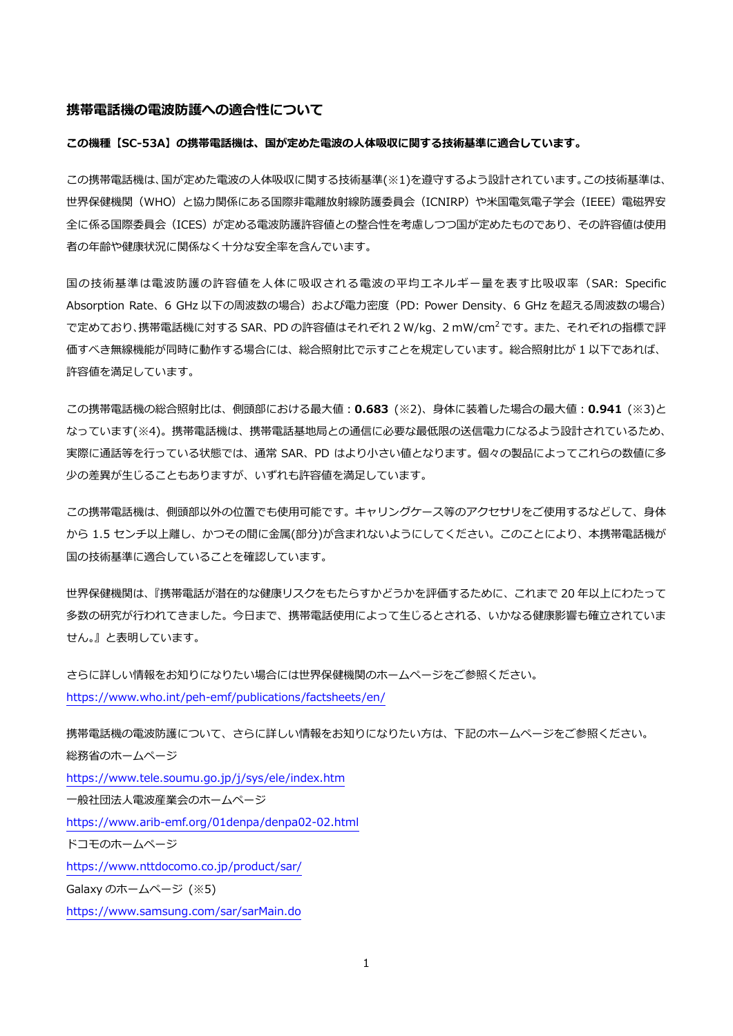## 携帯電話機の電波防護への適合性について

**この機種【SC-53A】の携帯電話機は、国が定めた電波の人体吸収に関する技術基準に適合しています。**

この携帯電話機は、国が定めた電波の人体吸収に関する技術基準(※1)を遵守するよう設計されています。この技術基準は、世界保健機関（WHO）と協力関係にある国際非電離放射線防護委員会（ICNIRP）や米国電気電子学会（IEEE）電磁界安全に係る国際委員会（ICES）が定める電波防護許容値との整合性を考慮しつつ国が定めたものであり、その許容値は使用者の年齢や健康状況に関係なく十分な安全率を含んでいます。

国の技術基準は電波防護の許容値を人体に吸収される電波の平均エネルギー量を表す比吸収率（SAR: Specific Absorption Rate、6 GHz 以下の周波数の場合）および電力密度（PD: Power Density、6 GHz を超える周波数の場合）で定めており、携帯電話機に対する SAR、PD の許容値はそれぞれ 2 W/kg、2 mW/$cm^2$ です。また、それぞれの指標で評価すべき無線機能が同時に動作する場合には、総合照射比で示すことを規定しています。総合照射比が 1 以下であれば、許容値を満足しています。

この携帯電話機の総合照射比は、側頭部における最大値：**0.683**（※2）、身体に装着した場合の最大値：**0.941**（※3)となっています(※4)。携帯電話機は、携帯電話基地局との通信に必要な最低限の送信電力になるよう設計されているため、実際に通話等を行っている状態では、通常 SAR、PD はより小さい値となります。個々の製品によってこれらの数値に多少の差異が生じることもありますが、いずれも許容値を満足しています。

この携帯電話機は、側頭部以外の位置でも使用可能です。キャリングケース等のアクセサリをご使用するなどして、身体から 1.5 センチ以上離し、かつその間に金属(部分)が含まれないようにしてください。このことにより、本携帯電話機が国の技術基準に適合していることを確認しています。

世界保健機関は、『携帯電話が潜在的な健康リスクをもたらすかどうかを評価するために、これまで 20 年以上にわたって多数の研究が行われてきました。今日まで、携帯電話使用によって生じるとされる、いかなる健康影響も確立されていません。』と表明しています。

さらに詳しい情報をお知りになりたい場合には世界保健機関のホームページをご参照ください。
https://www.who.int/peh-emf/publications/factsheets/en/

携帯電話機の電波防護について、さらに詳しい情報をお知りになりたい方は、下記のホームページをご参照ください。
総務省のホームページ
https://www.tele.soumu.go.jp/j/sys/ele/index.htm
一般社団法人電波産業会のホームページ
https://www.arib-emf.org/01denpa/denpa02-02.html
ドコモのホームページ
https://www.nttdocomo.co.jp/product/sar/
Galaxy のホームページ（※5)
https://www.samsung.com/sar/sarMain.do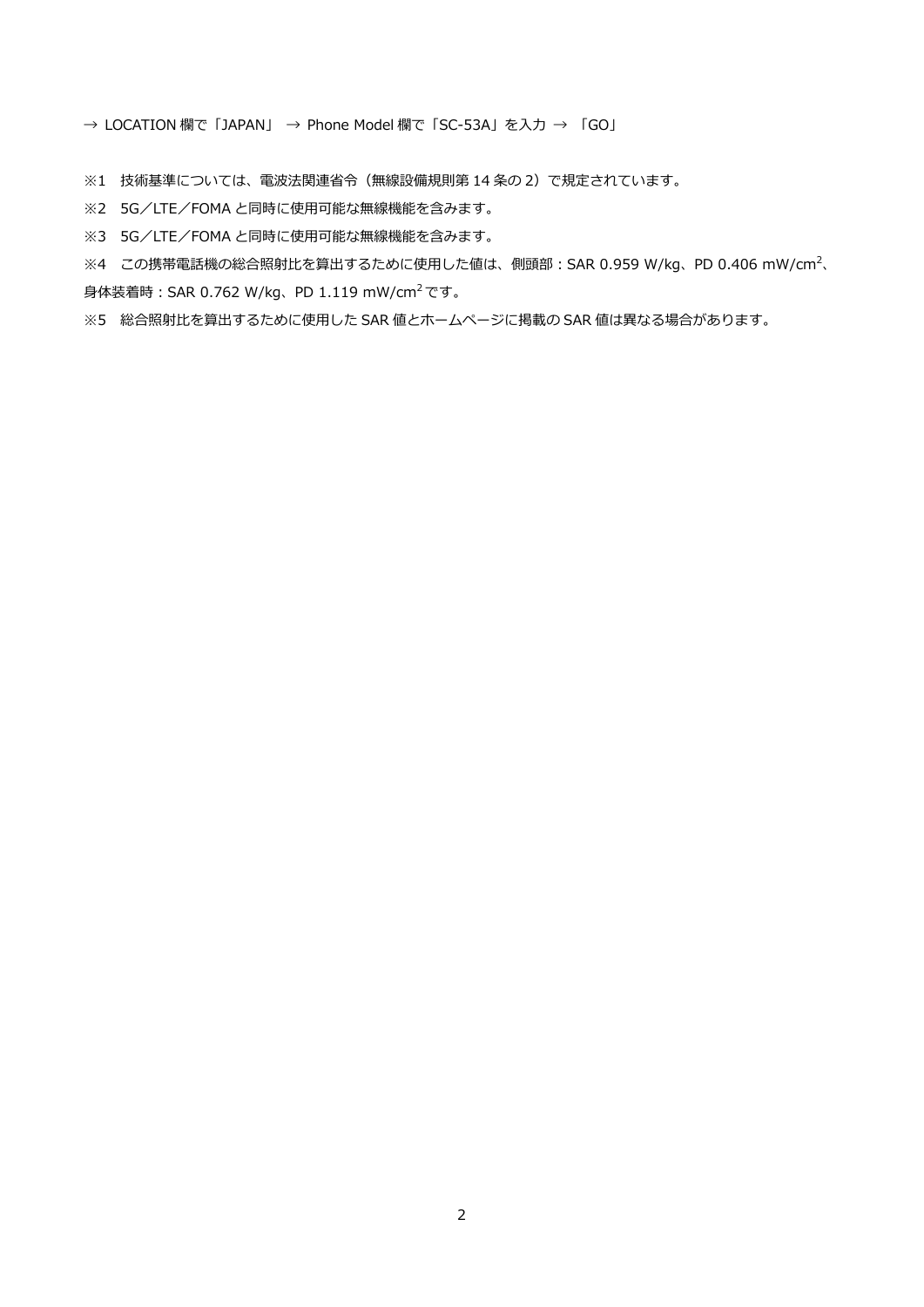→ LOCATION 欄で「JAPAN」 → Phone Model 欄で「SC-53A」を入力 → 「GO」

※1　技術基準については、電波法関連省令（無線設備規則第 14 条の 2）で規定されています。

※2　5G／LTE／FOMA と同時に使用可能な無線機能を含みます。

※3　5G／LTE／FOMA と同時に使用可能な無線機能を含みます。

※4　この携帯電話機の総合照射比を算出するために使用した値は、側頭部：SAR 0.959 W/kg、PD 0.406 mW/cm$^2$、身体装着時：SAR 0.762 W/kg、PD 1.119 mW/cm$^2$ です。

※5　総合照射比を算出するために使用した SAR 値とホームページに掲載の SAR 値は異なる場合があります。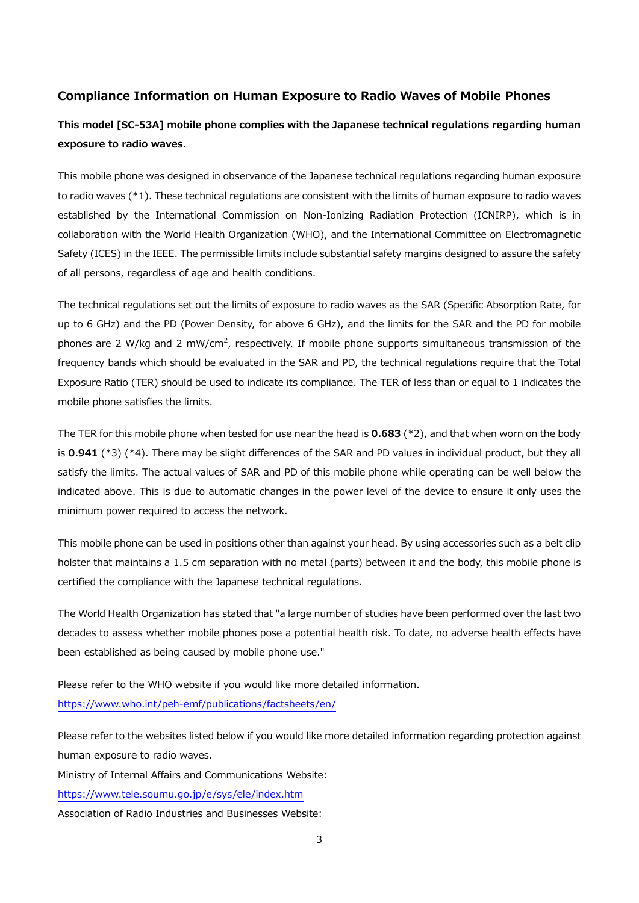## Compliance Information on Human Exposure to Radio Waves of Mobile Phones

**This model [SC-53A] mobile phone complies with the Japanese technical regulations regarding human exposure to radio waves.**

This mobile phone was designed in observance of the Japanese technical regulations regarding human exposure to radio waves (*1). These technical regulations are consistent with the limits of human exposure to radio waves established by the International Commission on Non-Ionizing Radiation Protection (ICNIRP), which is in collaboration with the World Health Organization (WHO), and the International Committee on Electromagnetic Safety (ICES) in the IEEE. The permissible limits include substantial safety margins designed to assure the safety of all persons, regardless of age and health conditions.

The technical regulations set out the limits of exposure to radio waves as the SAR (Specific Absorption Rate, for up to 6 GHz) and the PD (Power Density, for above 6 GHz), and the limits for the SAR and the PD for mobile phones are 2 W/kg and 2 mW/cm$^2$, respectively. If mobile phone supports simultaneous transmission of the frequency bands which should be evaluated in the SAR and PD, the technical regulations require that the Total Exposure Ratio (TER) should be used to indicate its compliance. The TER of less than or equal to 1 indicates the mobile phone satisfies the limits.

The TER for this mobile phone when tested for use near the head is **0.683** (*2), and that when worn on the body is **0.941** (*3) (*4). There may be slight differences of the SAR and PD values in individual product, but they all satisfy the limits. The actual values of SAR and PD of this mobile phone while operating can be well below the indicated above. This is due to automatic changes in the power level of the device to ensure it only uses the minimum power required to access the network.

This mobile phone can be used in positions other than against your head. By using accessories such as a belt clip holster that maintains a 1.5 cm separation with no metal (parts) between it and the body, this mobile phone is certified the compliance with the Japanese technical regulations.

The World Health Organization has stated that "a large number of studies have been performed over the last two decades to assess whether mobile phones pose a potential health risk. To date, no adverse health effects have been established as being caused by mobile phone use."

Please refer to the WHO website if you would like more detailed information.
https://www.who.int/peh-emf/publications/factsheets/en/

Please refer to the websites listed below if you would like more detailed information regarding protection against human exposure to radio waves.
Ministry of Internal Affairs and Communications Website:
https://www.tele.soumu.go.jp/e/sys/ele/index.htm
Association of Radio Industries and Businesses Website: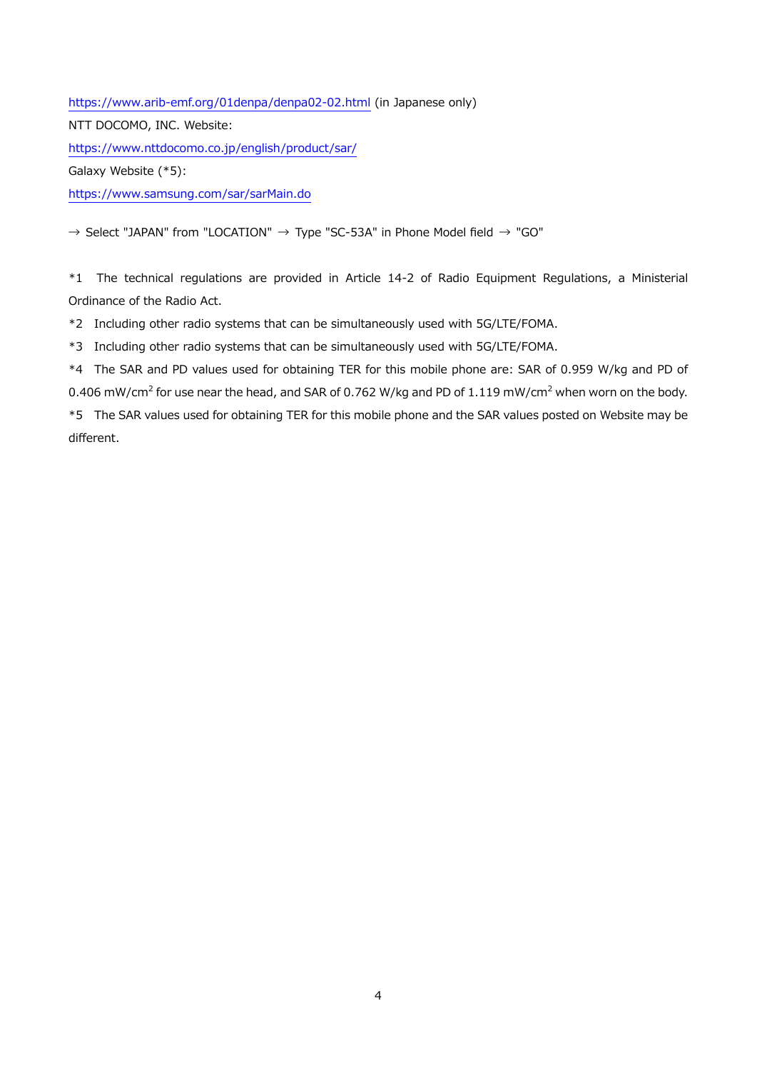https://www.arib-emf.org/01denpa/denpa02-02.html (in Japanese only)

NTT DOCOMO, INC. Website:

https://www.nttdocomo.co.jp/english/product/sar/

Galaxy Website (*5):

https://www.samsung.com/sar/sarMain.do

→ Select "JAPAN" from "LOCATION" → Type "SC-53A" in Phone Model field → "GO"

*1 The technical regulations are provided in Article 14-2 of Radio Equipment Regulations, a Ministerial Ordinance of the Radio Act.

*2 Including other radio systems that can be simultaneously used with 5G/LTE/FOMA.

*3 Including other radio systems that can be simultaneously used with 5G/LTE/FOMA.

*4 The SAR and PD values used for obtaining TER for this mobile phone are: SAR of 0.959 W/kg and PD of 0.406 mW/cm$^2$ for use near the head, and SAR of 0.762 W/kg and PD of 1.119 mW/cm$^2$ when worn on the body.

*5 The SAR values used for obtaining TER for this mobile phone and the SAR values posted on Website may be different.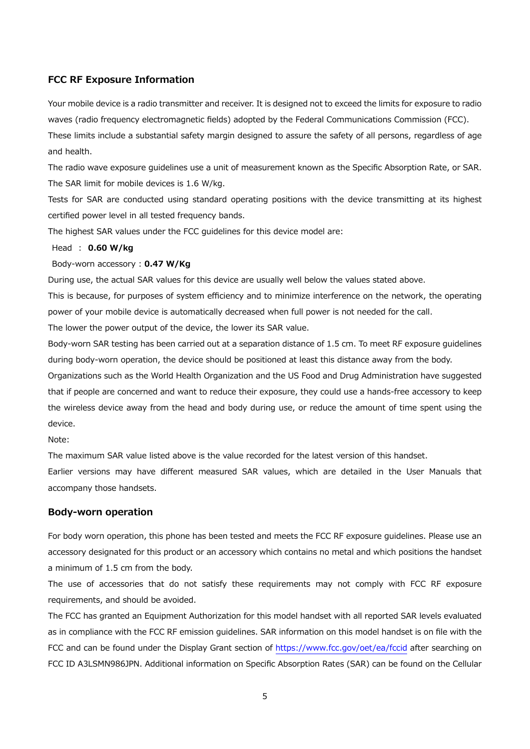## FCC RF Exposure Information

Your mobile device is a radio transmitter and receiver. It is designed not to exceed the limits for exposure to radio waves (radio frequency electromagnetic fields) adopted by the Federal Communications Commission (FCC). These limits include a substantial safety margin designed to assure the safety of all persons, regardless of age and health.

The radio wave exposure guidelines use a unit of measurement known as the Specific Absorption Rate, or SAR. The SAR limit for mobile devices is 1.6 W/kg.

Tests for SAR are conducted using standard operating positions with the device transmitting at its highest certified power level in all tested frequency bands.

The highest SAR values under the FCC guidelines for this device model are:

Head : **0.60 W/kg**

Body-worn accessory : **0.47 W/Kg**

During use, the actual SAR values for this device are usually well below the values stated above.

This is because, for purposes of system efficiency and to minimize interference on the network, the operating power of your mobile device is automatically decreased when full power is not needed for the call.

The lower the power output of the device, the lower its SAR value.

Body-worn SAR testing has been carried out at a separation distance of 1.5 cm. To meet RF exposure guidelines during body-worn operation, the device should be positioned at least this distance away from the body.

Organizations such as the World Health Organization and the US Food and Drug Administration have suggested that if people are concerned and want to reduce their exposure, they could use a hands-free accessory to keep the wireless device away from the head and body during use, or reduce the amount of time spent using the device.

Note:

The maximum SAR value listed above is the value recorded for the latest version of this handset.

Earlier versions may have different measured SAR values, which are detailed in the User Manuals that accompany those handsets.

## Body-worn operation

For body worn operation, this phone has been tested and meets the FCC RF exposure guidelines. Please use an accessory designated for this product or an accessory which contains no metal and which positions the handset a minimum of 1.5 cm from the body.

The use of accessories that do not satisfy these requirements may not comply with FCC RF exposure requirements, and should be avoided.

The FCC has granted an Equipment Authorization for this model handset with all reported SAR levels evaluated as in compliance with the FCC RF emission guidelines. SAR information on this model handset is on file with the FCC and can be found under the Display Grant section of https://www.fcc.gov/oet/ea/fccid after searching on FCC ID A3LSMN986JPN. Additional information on Specific Absorption Rates (SAR) can be found on the Cellular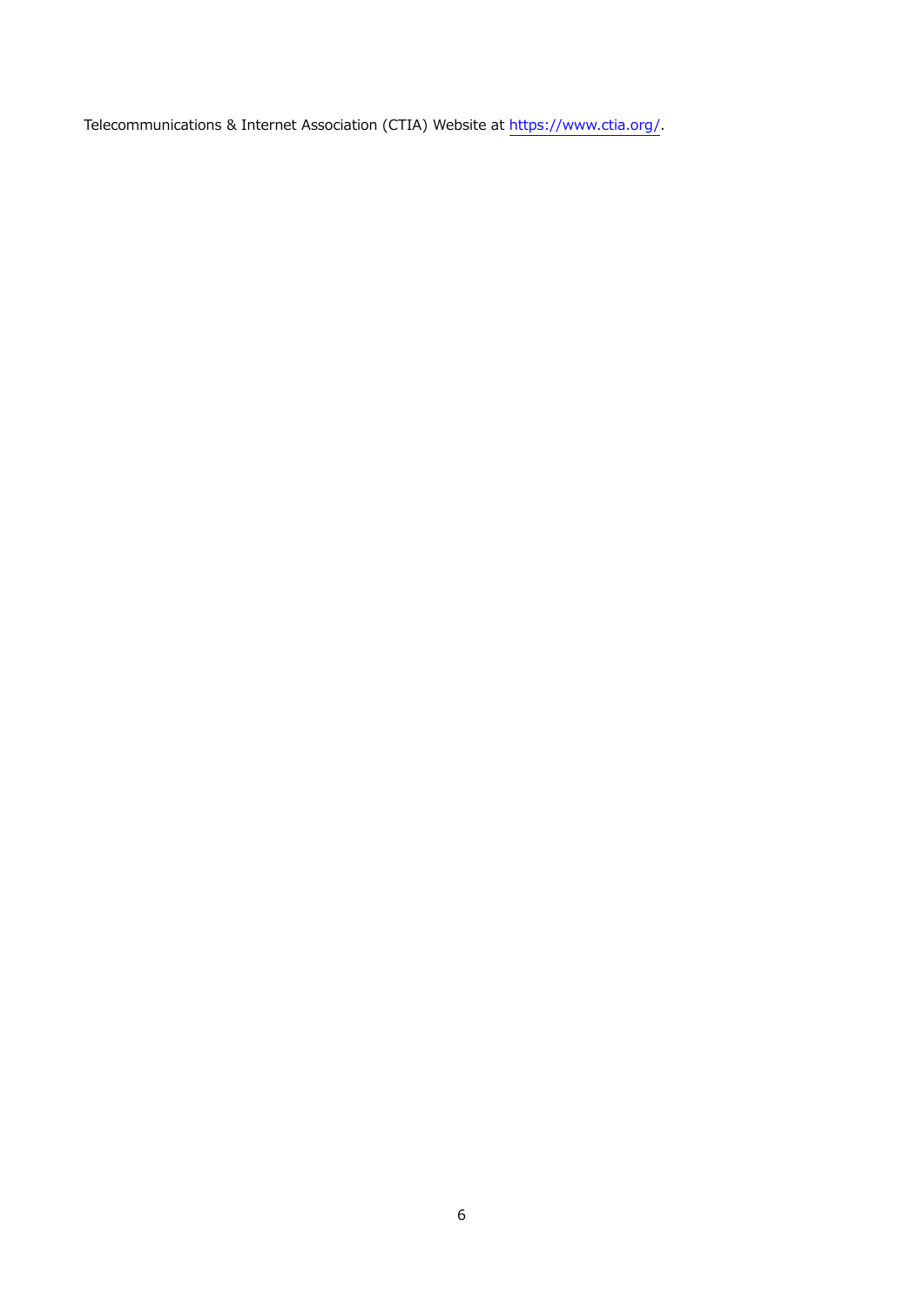Telecommunications & Internet Association (CTIA) Website at https://www.ctia.org/.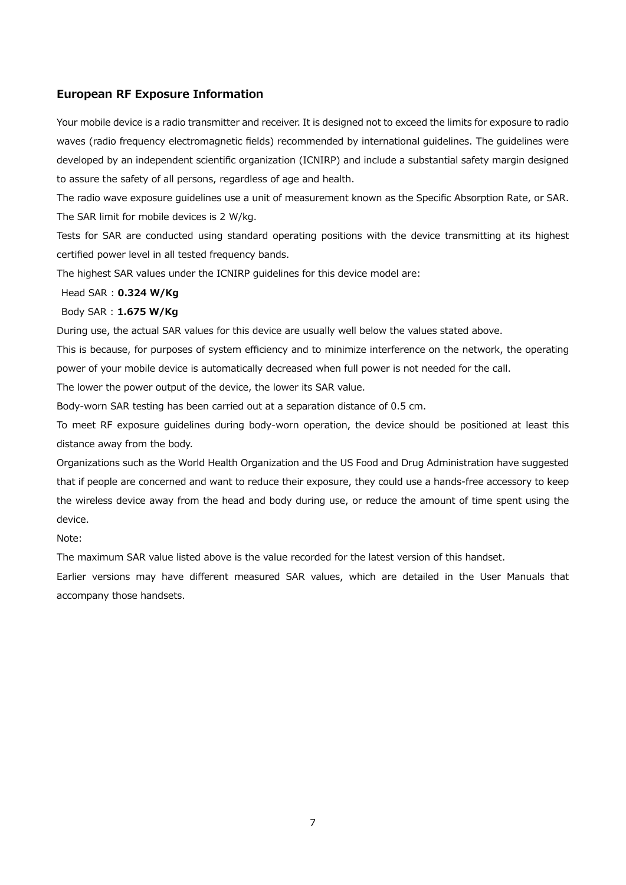## European RF Exposure Information

Your mobile device is a radio transmitter and receiver. It is designed not to exceed the limits for exposure to radio waves (radio frequency electromagnetic fields) recommended by international guidelines. The guidelines were developed by an independent scientific organization (ICNIRP) and include a substantial safety margin designed to assure the safety of all persons, regardless of age and health.

The radio wave exposure guidelines use a unit of measurement known as the Specific Absorption Rate, or SAR. The SAR limit for mobile devices is 2 W/kg.

Tests for SAR are conducted using standard operating positions with the device transmitting at its highest certified power level in all tested frequency bands.

The highest SAR values under the ICNIRP guidelines for this device model are:

Head SAR : **0.324 W/Kg**

Body SAR : **1.675 W/Kg**

During use, the actual SAR values for this device are usually well below the values stated above.

This is because, for purposes of system efficiency and to minimize interference on the network, the operating power of your mobile device is automatically decreased when full power is not needed for the call.

The lower the power output of the device, the lower its SAR value.

Body-worn SAR testing has been carried out at a separation distance of 0.5 cm.

To meet RF exposure guidelines during body-worn operation, the device should be positioned at least this distance away from the body.

Organizations such as the World Health Organization and the US Food and Drug Administration have suggested that if people are concerned and want to reduce their exposure, they could use a hands-free accessory to keep the wireless device away from the head and body during use, or reduce the amount of time spent using the device.

Note:

The maximum SAR value listed above is the value recorded for the latest version of this handset.

Earlier versions may have different measured SAR values, which are detailed in the User Manuals that accompany those handsets.